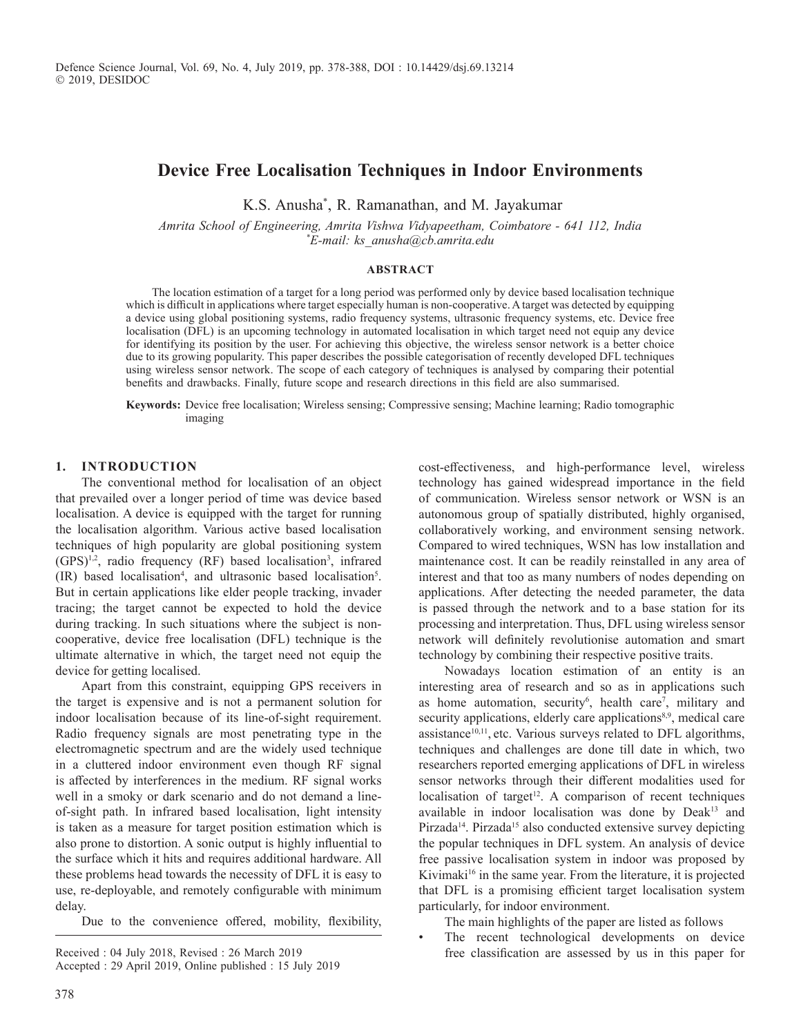# Device Free Localisation Techniques in Indoor Environments

K.S. Anusha[*], R. Ramanathan, and M. Jayakumar

*Amrita School of Engineering, Amrita Vishwa Vidyapeetham, Coimbatore - 641 112, India*
*[*]E-mail: ks_anusha@cb.amrita.edu*

### ABSTRACT

The location estimation of a target for a long period was performed only by device based localisation technique which is difficult in applications where target especially human is non-cooperative. A target was detected by equipping a device using global positioning systems, radio frequency systems, ultrasonic frequency systems, etc. Device free localisation (DFL) is an upcoming technology in automated localisation in which target need not equip any device for identifying its position by the user. For achieving this objective, the wireless sensor network is a better choice due to its growing popularity. This paper describes the possible categorisation of recently developed DFL techniques using wireless sensor network. The scope of each category of techniques is analysed by comparing their potential benefits and drawbacks. Finally, future scope and research directions in this field are also summarised.

**Keywords:** Device free localisation; Wireless sensing; Compressive sensing; Machine learning; Radio tomographic imaging

## 1. INTRODUCTION

The conventional method for localisation of an object that prevailed over a longer period of time was device based localisation. A device is equipped with the target for running the localisation algorithm. Various active based localisation techniques of high popularity are global positioning system (GPS)[1,2], radio frequency (RF) based localisation[3], infrared (IR) based localisation[4], and ultrasonic based localisation[5]. But in certain applications like elder people tracking, invader tracing; the target cannot be expected to hold the device during tracking. In such situations where the subject is non-cooperative, device free localisation (DFL) technique is the ultimate alternative in which, the target need not equip the device for getting localised.

Apart from this constraint, equipping GPS receivers in the target is expensive and is not a permanent solution for indoor localisation because of its line-of-sight requirement. Radio frequency signals are most penetrating type in the electromagnetic spectrum and are the widely used technique in a cluttered indoor environment even though RF signal is affected by interferences in the medium. RF signal works well in a smoky or dark scenario and do not demand a line-of-sight path. In infrared based localisation, light intensity is taken as a measure for target position estimation which is also prone to distortion. A sonic output is highly influential to the surface which it hits and requires additional hardware. All these problems head towards the necessity of DFL it is easy to use, re-deployable, and remotely configurable with minimum delay.

Due to the convenience offered, mobility, flexibility, cost-effectiveness, and high-performance level, wireless technology has gained widespread importance in the field of communication. Wireless sensor network or WSN is an autonomous group of spatially distributed, highly organised, collaboratively working, and environment sensing network. Compared to wired techniques, WSN has low installation and maintenance cost. It can be readily reinstalled in any area of interest and that too as many numbers of nodes depending on applications. After detecting the needed parameter, the data is passed through the network and to a base station for its processing and interpretation. Thus, DFL using wireless sensor network will definitely revolutionise automation and smart technology by combining their respective positive traits.

Nowadays location estimation of an entity is an interesting area of research and so as in applications such as home automation, security[6], health care[7], military and security applications, elderly care applications[8,9], medical care assistance[10,11], etc. Various surveys related to DFL algorithms, techniques and challenges are done till date in which, two researchers reported emerging applications of DFL in wireless sensor networks through their different modalities used for localisation of target[12]. A comparison of recent techniques available in indoor localisation was done by Deak[13] and Pirzada[14]. Pirzada[15] also conducted extensive survey depicting the popular techniques in DFL system. An analysis of device free passive localisation system in indoor was proposed by Kivimaki[16] in the same year. From the literature, it is projected that DFL is a promising efficient target localisation system particularly, for indoor environment.

The main highlights of the paper are listed as follows

- The recent technological developments on device free classification are assessed by us in this paper for

Received : 04 July 2018, Revised : 26 March 2019
Accepted : 29 April 2019, Online published : 15 July 2019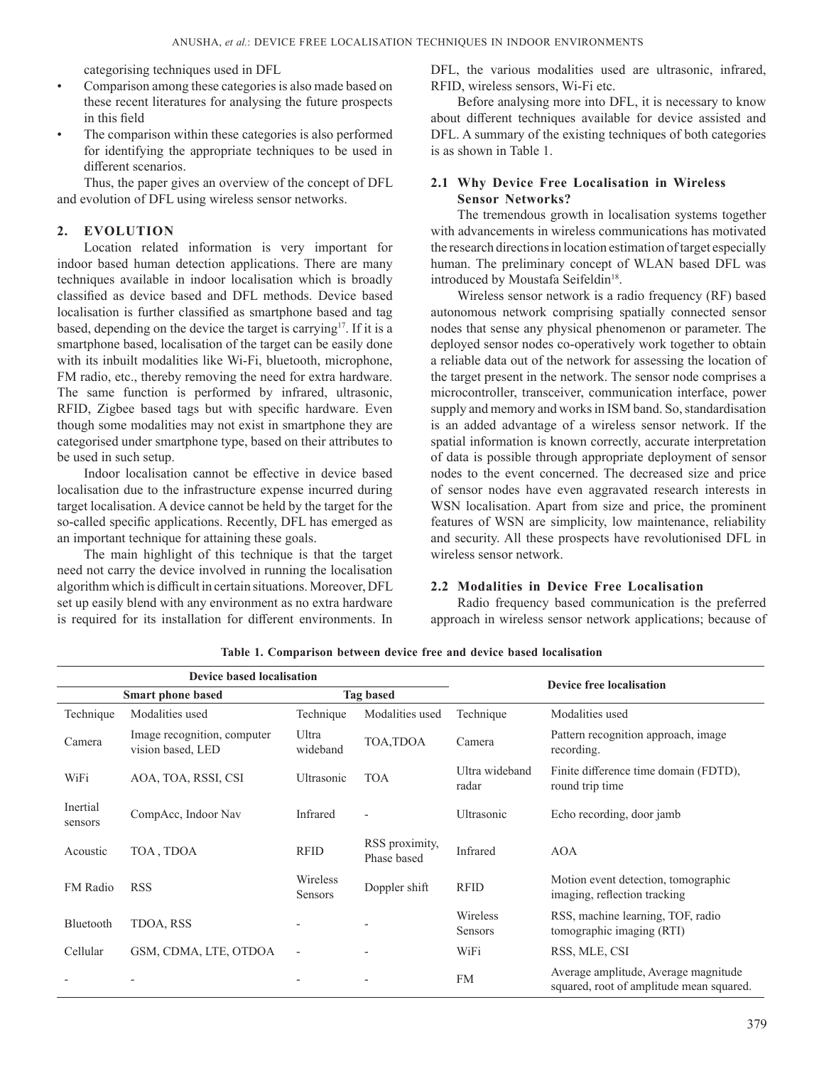categorising techniques used in DFL

- Comparison among these categories is also made based on these recent literatures for analysing the future prospects in this field
- The comparison within these categories is also performed for identifying the appropriate techniques to be used in different scenarios.

Thus, the paper gives an overview of the concept of DFL and evolution of DFL using wireless sensor networks.

## 2. EVOLUTION

Location related information is very important for indoor based human detection applications. There are many techniques available in indoor localisation which is broadly classified as device based and DFL methods. Device based localisation is further classified as smartphone based and tag based, depending on the device the target is carrying[17]. If it is a smartphone based, localisation of the target can be easily done with its inbuilt modalities like Wi-Fi, bluetooth, microphone, FM radio, etc., thereby removing the need for extra hardware. The same function is performed by infrared, ultrasonic, RFID, Zigbee based tags but with specific hardware. Even though some modalities may not exist in smartphone they are categorised under smartphone type, based on their attributes to be used in such setup.

Indoor localisation cannot be effective in device based localisation due to the infrastructure expense incurred during target localisation. A device cannot be held by the target for the so-called specific applications. Recently, DFL has emerged as an important technique for attaining these goals.

The main highlight of this technique is that the target need not carry the device involved in running the localisation algorithm which is difficult in certain situations. Moreover, DFL set up easily blend with any environment as no extra hardware is required for its installation for different environments. In DFL, the various modalities used are ultrasonic, infrared, RFID, wireless sensors, Wi-Fi etc.

Before analysing more into DFL, it is necessary to know about different techniques available for device assisted and DFL. A summary of the existing techniques of both categories is as shown in Table 1.

### 2.1 Why Device Free Localisation in Wireless Sensor Networks?

The tremendous growth in localisation systems together with advancements in wireless communications has motivated the research directions in location estimation of target especially human. The preliminary concept of WLAN based DFL was introduced by Moustafa Seifeldin[18].

Wireless sensor network is a radio frequency (RF) based autonomous network comprising spatially connected sensor nodes that sense any physical phenomenon or parameter. The deployed sensor nodes co-operatively work together to obtain a reliable data out of the network for assessing the location of the target present in the network. The sensor node comprises a microcontroller, transceiver, communication interface, power supply and memory and works in ISM band. So, standardisation is an added advantage of a wireless sensor network. If the spatial information is known correctly, accurate interpretation of data is possible through appropriate deployment of sensor nodes to the event concerned. The decreased size and price of sensor nodes have even aggravated research interests in WSN localisation. Apart from size and price, the prominent features of WSN are simplicity, low maintenance, reliability and security. All these prospects have revolutionised DFL in wireless sensor network.

### 2.2 Modalities in Device Free Localisation

Radio frequency based communication is the preferred approach in wireless sensor network applications; because of

**Table 1. Comparison between device free and device based localisation**

| Device based localisation | | | | Device free localisation | |
|---|---|---|---|---|---|
| Smart phone based | | Tag based | | | |
| Technique | Modalities used | Technique | Modalities used | Technique | Modalities used |
| Camera | Image recognition, computer vision based, LED | Ultra wideband | TOA,TDOA | Camera | Pattern recognition approach, image recording. |
| WiFi | AOA, TOA, RSSI, CSI | Ultrasonic | TOA | Ultra wideband radar | Finite difference time domain (FDTD), round trip time |
| Inertial sensors | CompAcc, Indoor Nav | Infrared | - | Ultrasonic | Echo recording, door jamb |
| Acoustic | TOA , TDOA | RFID | RSS proximity, Phase based | Infrared | AOA |
| FM Radio | RSS | Wireless Sensors | Doppler shift | RFID | Motion event detection, tomographic imaging, reflection tracking |
| Bluetooth | TDOA, RSS | - | - | Wireless Sensors | RSS, machine learning, TOF, radio tomographic imaging (RTI) |
| Cellular | GSM, CDMA, LTE, OTDOA | - | - | WiFi | RSS, MLE, CSI |
| - | - | - | - | FM | Average amplitude, Average magnitude squared, root of amplitude mean squared. |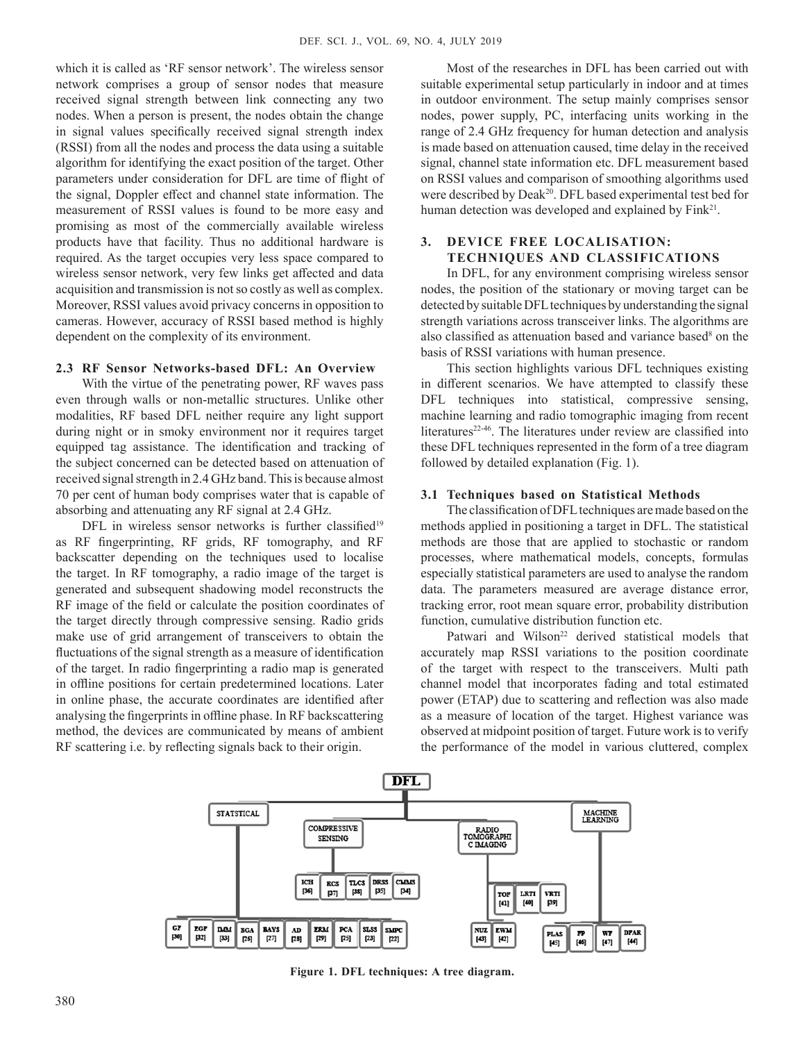which it is called as 'RF sensor network'. The wireless sensor network comprises a group of sensor nodes that measure received signal strength between link connecting any two nodes. When a person is present, the nodes obtain the change in signal values specifically received signal strength index (RSSI) from all the nodes and process the data using a suitable algorithm for identifying the exact position of the target. Other parameters under consideration for DFL are time of flight of the signal, Doppler effect and channel state information. The measurement of RSSI values is found to be more easy and promising as most of the commercially available wireless products have that facility. Thus no additional hardware is required. As the target occupies very less space compared to wireless sensor network, very few links get affected and data acquisition and transmission is not so costly as well as complex. Moreover, RSSI values avoid privacy concerns in opposition to cameras. However, accuracy of RSSI based method is highly dependent on the complexity of its environment.

### 2.3 RF Sensor Networks-based DFL: An Overview

With the virtue of the penetrating power, RF waves pass even through walls or non-metallic structures. Unlike other modalities, RF based DFL neither require any light support during night or in smoky environment nor it requires target equipped tag assistance. The identification and tracking of the subject concerned can be detected based on attenuation of received signal strength in 2.4 GHz band. This is because almost 70 per cent of human body comprises water that is capable of absorbing and attenuating any RF signal at 2.4 GHz.

DFL in wireless sensor networks is further classified[19] as RF fingerprinting, RF grids, RF tomography, and RF backscatter depending on the techniques used to localise the target. In RF tomography, a radio image of the target is generated and subsequent shadowing model reconstructs the RF image of the field or calculate the position coordinates of the target directly through compressive sensing. Radio grids make use of grid arrangement of transceivers to obtain the fluctuations of the signal strength as a measure of identification of the target. In radio fingerprinting a radio map is generated in offline positions for certain predetermined locations. Later in online phase, the accurate coordinates are identified after analysing the fingerprints in offline phase. In RF backscattering method, the devices are communicated by means of ambient RF scattering i.e. by reflecting signals back to their origin.

Most of the researches in DFL has been carried out with suitable experimental setup particularly in indoor and at times in outdoor environment. The setup mainly comprises sensor nodes, power supply, PC, interfacing units working in the range of 2.4 GHz frequency for human detection and analysis is made based on attenuation caused, time delay in the received signal, channel state information etc. DFL measurement based on RSSI values and comparison of smoothing algorithms used were described by Deak[20]. DFL based experimental test bed for human detection was developed and explained by Fink[21].

## 3. DEVICE FREE LOCALISATION: TECHNIQUES AND CLASSIFICATIONS

In DFL, for any environment comprising wireless sensor nodes, the position of the stationary or moving target can be detected by suitable DFL techniques by understanding the signal strength variations across transceiver links. The algorithms are also classified as attenuation based and variance based[8] on the basis of RSSI variations with human presence.

This section highlights various DFL techniques existing in different scenarios. We have attempted to classify these DFL techniques into statistical, compressive sensing, machine learning and radio tomographic imaging from recent literatures[22-46]. The literatures under review are classified into these DFL techniques represented in the form of a tree diagram followed by detailed explanation (Fig. 1).

### 3.1 Techniques based on Statistical Methods

The classification of DFL techniques are made based on the methods applied in positioning a target in DFL. The statistical methods are those that are applied to stochastic or random processes, where mathematical models, concepts, formulas especially statistical parameters are used to analyse the random data. The parameters measured are average distance error, tracking error, root mean square error, probability distribution function, cumulative distribution function etc.

Patwari and Wilson[22] derived statistical models that accurately map RSSI variations to the position coordinate of the target with respect to the transceivers. Multi path channel model that incorporates fading and total estimated power (ETAP) due to scattering and reflection was also made as a measure of location of the target. Highest variance was observed at midpoint position of target. Future work is to verify the performance of the model in various cluttered, complex

DFL
- STATSTICAL: GF [30], EGF [32], DMM [33], BGA [26], BAYS [27], AD [28], ERM [29], PCA [25], SLSS [23], SMPC [22]
- COMPRESSIVE SENSING: ICH [36], RCS [37], TLCS [38], DRSS [35], CMMS [34]
- RADIO TOMOGRAPHIC IMAGING: TOF [41], LRTI [40], VRTI [39], NUZ [43], EWM [42]
- MACHINE LEARNING: PLAS [45], FP [46], WF [47], DFAR [44]

**Figure 1. DFL techniques: A tree diagram.**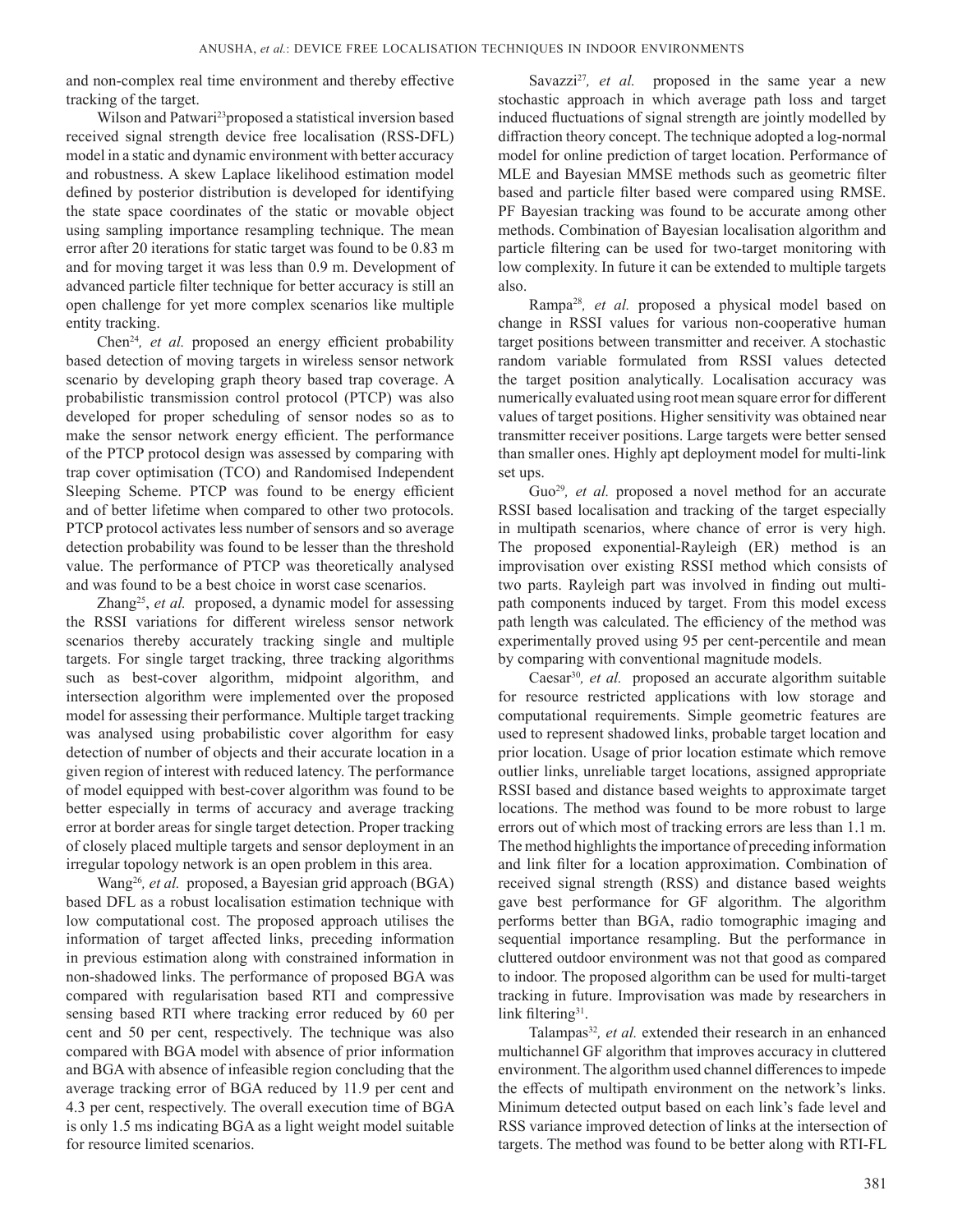and non-complex real time environment and thereby effective tracking of the target.

Wilson and Patwari[23]proposed a statistical inversion based received signal strength device free localisation (RSS-DFL) model in a static and dynamic environment with better accuracy and robustness. A skew Laplace likelihood estimation model defined by posterior distribution is developed for identifying the state space coordinates of the static or movable object using sampling importance resampling technique. The mean error after 20 iterations for static target was found to be 0.83 m and for moving target it was less than 0.9 m. Development of advanced particle filter technique for better accuracy is still an open challenge for yet more complex scenarios like multiple entity tracking.

Chen[24], *et al.* proposed an energy efficient probability based detection of moving targets in wireless sensor network scenario by developing graph theory based trap coverage. A probabilistic transmission control protocol (PTCP) was also developed for proper scheduling of sensor nodes so as to make the sensor network energy efficient. The performance of the PTCP protocol design was assessed by comparing with trap cover optimisation (TCO) and Randomised Independent Sleeping Scheme. PTCP was found to be energy efficient and of better lifetime when compared to other two protocols. PTCP protocol activates less number of sensors and so average detection probability was found to be lesser than the threshold value. The performance of PTCP was theoretically analysed and was found to be a best choice in worst case scenarios.

Zhang[25], *et al.* proposed, a dynamic model for assessing the RSSI variations for different wireless sensor network scenarios thereby accurately tracking single and multiple targets. For single target tracking, three tracking algorithms such as best-cover algorithm, midpoint algorithm, and intersection algorithm were implemented over the proposed model for assessing their performance. Multiple target tracking was analysed using probabilistic cover algorithm for easy detection of number of objects and their accurate location in a given region of interest with reduced latency. The performance of model equipped with best-cover algorithm was found to be better especially in terms of accuracy and average tracking error at border areas for single target detection. Proper tracking of closely placed multiple targets and sensor deployment in an irregular topology network is an open problem in this area.

Wang[26], *et al.* proposed, a Bayesian grid approach (BGA) based DFL as a robust localisation estimation technique with low computational cost. The proposed approach utilises the information of target affected links, preceding information in previous estimation along with constrained information in non-shadowed links. The performance of proposed BGA was compared with regularisation based RTI and compressive sensing based RTI where tracking error reduced by 60 per cent and 50 per cent, respectively. The technique was also compared with BGA model with absence of prior information and BGA with absence of infeasible region concluding that the average tracking error of BGA reduced by 11.9 per cent and 4.3 per cent, respectively. The overall execution time of BGA is only 1.5 ms indicating BGA as a light weight model suitable for resource limited scenarios.

Savazzi[27], *et al.* proposed in the same year a new stochastic approach in which average path loss and target induced fluctuations of signal strength are jointly modelled by diffraction theory concept. The technique adopted a log-normal model for online prediction of target location. Performance of MLE and Bayesian MMSE methods such as geometric filter based and particle filter based were compared using RMSE. PF Bayesian tracking was found to be accurate among other methods. Combination of Bayesian localisation algorithm and particle filtering can be used for two-target monitoring with low complexity. In future it can be extended to multiple targets also.

Rampa[28], *et al.* proposed a physical model based on change in RSSI values for various non-cooperative human target positions between transmitter and receiver. A stochastic random variable formulated from RSSI values detected the target position analytically. Localisation accuracy was numerically evaluated using root mean square error for different values of target positions. Higher sensitivity was obtained near transmitter receiver positions. Large targets were better sensed than smaller ones. Highly apt deployment model for multi-link set ups.

Guo[29], *et al.* proposed a novel method for an accurate RSSI based localisation and tracking of the target especially in multipath scenarios, where chance of error is very high. The proposed exponential-Rayleigh (ER) method is an improvisation over existing RSSI method which consists of two parts. Rayleigh part was involved in finding out multi-path components induced by target. From this model excess path length was calculated. The efficiency of the method was experimentally proved using 95 per cent-percentile and mean by comparing with conventional magnitude models.

Caesar[30], *et al.* proposed an accurate algorithm suitable for resource restricted applications with low storage and computational requirements. Simple geometric features are used to represent shadowed links, probable target location and prior location. Usage of prior location estimate which remove outlier links, unreliable target locations, assigned appropriate RSSI based and distance based weights to approximate target locations. The method was found to be more robust to large errors out of which most of tracking errors are less than 1.1 m. The method highlights the importance of preceding information and link filter for a location approximation. Combination of received signal strength (RSS) and distance based weights gave best performance for GF algorithm. The algorithm performs better than BGA, radio tomographic imaging and sequential importance resampling. But the performance in cluttered outdoor environment was not that good as compared to indoor. The proposed algorithm can be used for multi-target tracking in future. Improvisation was made by researchers in link filtering[31].

Talampas[32], *et al.* extended their research in an enhanced multichannel GF algorithm that improves accuracy in cluttered environment. The algorithm used channel differences to impede the effects of multipath environment on the network's links. Minimum detected output based on each link's fade level and RSS variance improved detection of links at the intersection of targets. The method was found to be better along with RTI-FL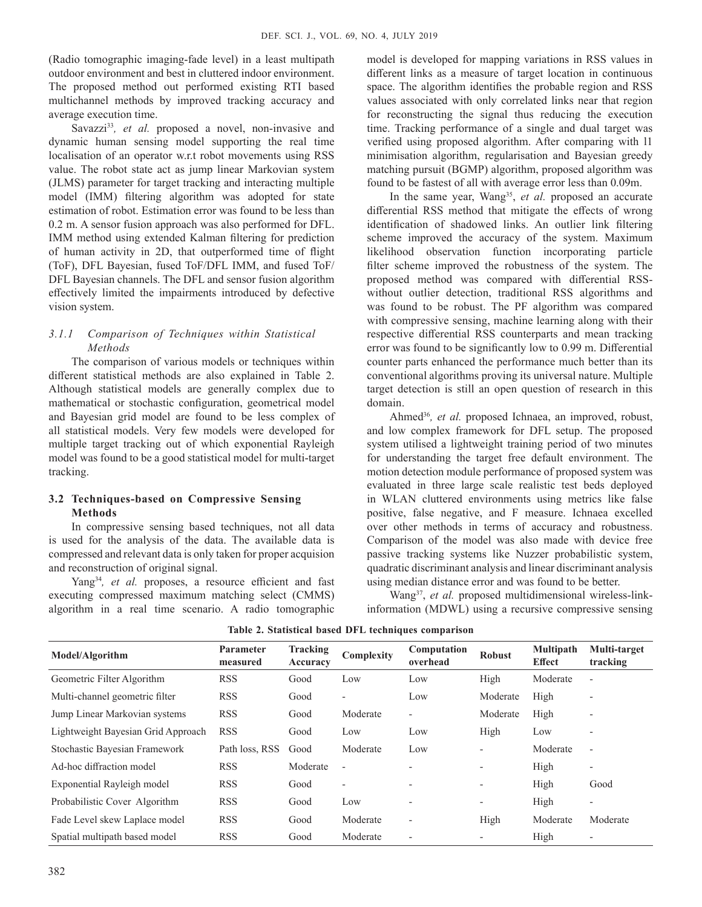(Radio tomographic imaging-fade level) in a least multipath outdoor environment and best in cluttered indoor environment. The proposed method out performed existing RTI based multichannel methods by improved tracking accuracy and average execution time.

Savazzi[33]*, et al.* proposed a novel, non-invasive and dynamic human sensing model supporting the real time localisation of an operator w.r.t robot movements using RSS value. The robot state act as jump linear Markovian system (JLMS) parameter for target tracking and interacting multiple model (IMM) filtering algorithm was adopted for state estimation of robot. Estimation error was found to be less than 0.2 m. A sensor fusion approach was also performed for DFL. IMM method using extended Kalman filtering for prediction of human activity in 2D, that outperformed time of flight (ToF), DFL Bayesian, fused ToF/DFL IMM, and fused ToF/DFL Bayesian channels. The DFL and sensor fusion algorithm effectively limited the impairments introduced by defective vision system.

#### *3.1.1 Comparison of Techniques within Statistical Methods*

The comparison of various models or techniques within different statistical methods are also explained in Table 2. Although statistical models are generally complex due to mathematical or stochastic configuration, geometrical model and Bayesian grid model are found to be less complex of all statistical models. Very few models were developed for multiple target tracking out of which exponential Rayleigh model was found to be a good statistical model for multi-target tracking.

### **3.2 Techniques-based on Compressive Sensing Methods**

In compressive sensing based techniques, not all data is used for the analysis of the data. The available data is compressed and relevant data is only taken for proper acquision and reconstruction of original signal.

Yang[34]*, et al.* proposes, a resource efficient and fast executing compressed maximum matching select (CMMS) algorithm in a real time scenario. A radio tomographic model is developed for mapping variations in RSS values in different links as a measure of target location in continuous space. The algorithm identifies the probable region and RSS values associated with only correlated links near that region for reconstructing the signal thus reducing the execution time. Tracking performance of a single and dual target was verified using proposed algorithm. After comparing with l1 minimisation algorithm, regularisation and Bayesian greedy matching pursuit (BGMP) algorithm, proposed algorithm was found to be fastest of all with average error less than 0.09m.

In the same year, Wang[35], *et al.* proposed an accurate differential RSS method that mitigate the effects of wrong identification of shadowed links. An outlier link filtering scheme improved the accuracy of the system. Maximum likelihood observation function incorporating particle filter scheme improved the robustness of the system. The proposed method was compared with differential RSS-without outlier detection, traditional RSS algorithms and was found to be robust. The PF algorithm was compared with compressive sensing, machine learning along with their respective differential RSS counterparts and mean tracking error was found to be significantly low to 0.99 m. Differential counter parts enhanced the performance much better than its conventional algorithms proving its universal nature. Multiple target detection is still an open question of research in this domain.

Ahmed[36]*, et al.* proposed Ichnaea, an improved, robust, and low complex framework for DFL setup. The proposed system utilised a lightweight training period of two minutes for understanding the target free default environment. The motion detection module performance of proposed system was evaluated in three large scale realistic test beds deployed in WLAN cluttered environments using metrics like false positive, false negative, and F measure. Ichnaea excelled over other methods in terms of accuracy and robustness. Comparison of the model was also made with device free passive tracking systems like Nuzzer probabilistic system, quadratic discriminant analysis and linear discriminant analysis using median distance error and was found to be better.

Wang[37], *et al.* proposed multidimensional wireless-link-information (MDWL) using a recursive compressive sensing

**Table 2. Statistical based DFL techniques comparison**

| Model/Algorithm | Parameter measured | Tracking Accuracy | Complexity | Computation overhead | Robust | Multipath Effect | Multi-target tracking |
|---|---|---|---|---|---|---|---|
| Geometric Filter Algorithm | RSS | Good | Low | Low | High | Moderate | - |
| Multi-channel geometric filter | RSS | Good | - | Low | Moderate | High | - |
| Jump Linear Markovian systems | RSS | Good | Moderate | - | Moderate | High | - |
| Lightweight Bayesian Grid Approach | RSS | Good | Low | Low | High | Low | - |
| Stochastic Bayesian Framework | Path loss, RSS | Good | Moderate | Low | - | Moderate | - |
| Ad-hoc diffraction model | RSS | Moderate | - | - | - | High | - |
| Exponential Rayleigh model | RSS | Good | - | - | - | High | Good |
| Probabilistic Cover Algorithm | RSS | Good | Low | - | - | High | - |
| Fade Level skew Laplace model | RSS | Good | Moderate | - | High | Moderate | Moderate |
| Spatial multipath based model | RSS | Good | Moderate | - | - | High | - |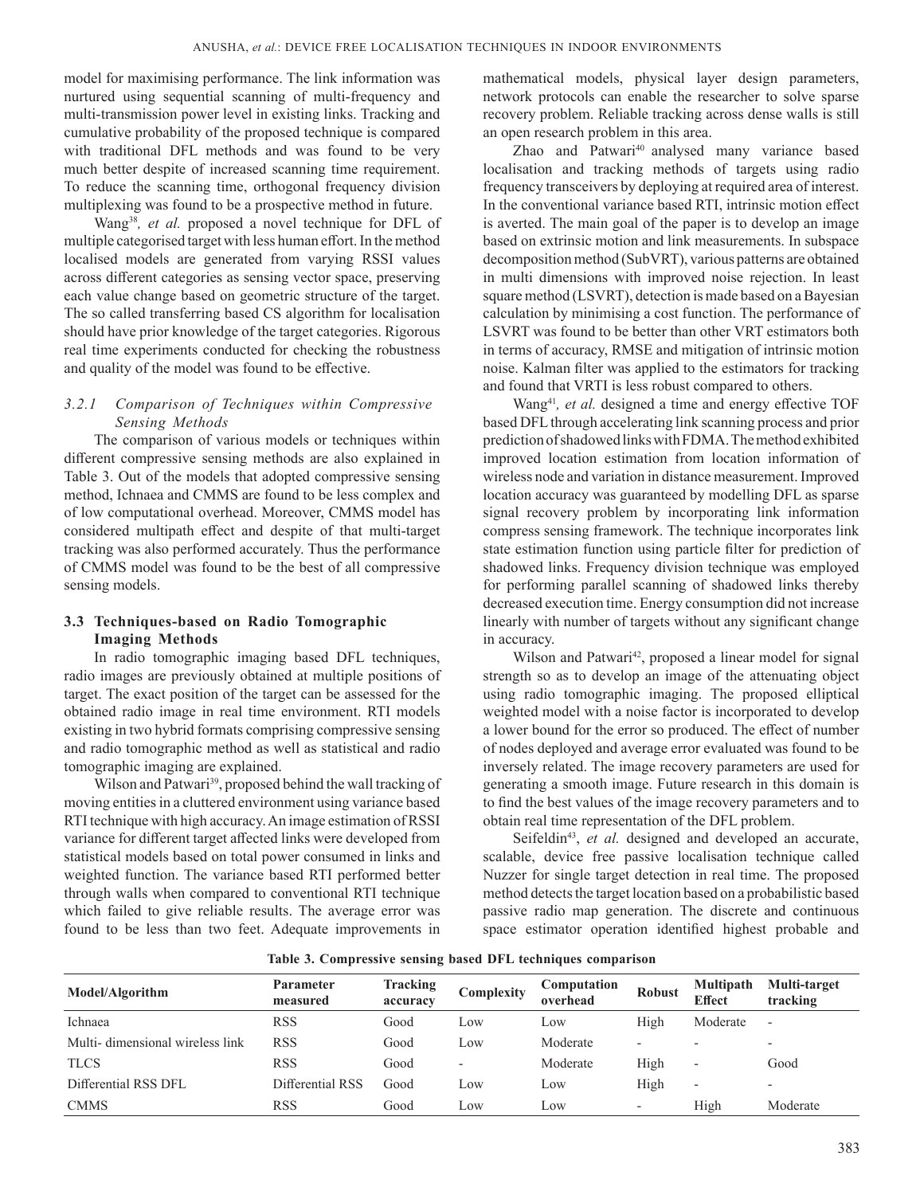model for maximising performance. The link information was nurtured using sequential scanning of multi-frequency and multi-transmission power level in existing links. Tracking and cumulative probability of the proposed technique is compared with traditional DFL methods and was found to be very much better despite of increased scanning time requirement. To reduce the scanning time, orthogonal frequency division multiplexing was found to be a prospective method in future.

Wang[38], *et al.* proposed a novel technique for DFL of multiple categorised target with less human effort. In the method localised models are generated from varying RSSI values across different categories as sensing vector space, preserving each value change based on geometric structure of the target. The so called transferring based CS algorithm for localisation should have prior knowledge of the target categories. Rigorous real time experiments conducted for checking the robustness and quality of the model was found to be effective.

#### *3.2.1 Comparison of Techniques within Compressive Sensing Methods*

The comparison of various models or techniques within different compressive sensing methods are also explained in Table 3. Out of the models that adopted compressive sensing method, Ichnaea and CMMS are found to be less complex and of low computational overhead. Moreover, CMMS model has considered multipath effect and despite of that multi-target tracking was also performed accurately. Thus the performance of CMMS model was found to be the best of all compressive sensing models.

### 3.3 Techniques-based on Radio Tomographic Imaging Methods

In radio tomographic imaging based DFL techniques, radio images are previously obtained at multiple positions of target. The exact position of the target can be assessed for the obtained radio image in real time environment. RTI models existing in two hybrid formats comprising compressive sensing and radio tomographic method as well as statistical and radio tomographic imaging are explained.

Wilson and Patwari[39], proposed behind the wall tracking of moving entities in a cluttered environment using variance based RTI technique with high accuracy. An image estimation of RSSI variance for different target affected links were developed from statistical models based on total power consumed in links and weighted function. The variance based RTI performed better through walls when compared to conventional RTI technique which failed to give reliable results. The average error was found to be less than two feet. Adequate improvements in mathematical models, physical layer design parameters, network protocols can enable the researcher to solve sparse recovery problem. Reliable tracking across dense walls is still an open research problem in this area.

Zhao and Patwari[40] analysed many variance based localisation and tracking methods of targets using radio frequency transceivers by deploying at required area of interest. In the conventional variance based RTI, intrinsic motion effect is averted. The main goal of the paper is to develop an image based on extrinsic motion and link measurements. In subspace decomposition method (SubVRT), various patterns are obtained in multi dimensions with improved noise rejection. In least square method (LSVRT), detection is made based on a Bayesian calculation by minimising a cost function. The performance of LSVRT was found to be better than other VRT estimators both in terms of accuracy, RMSE and mitigation of intrinsic motion noise. Kalman filter was applied to the estimators for tracking and found that VRTI is less robust compared to others.

Wang[41], *et al.* designed a time and energy effective TOF based DFL through accelerating link scanning process and prior prediction of shadowed links with FDMA. The method exhibited improved location estimation from location information of wireless node and variation in distance measurement. Improved location accuracy was guaranteed by modelling DFL as sparse signal recovery problem by incorporating link information compress sensing framework. The technique incorporates link state estimation function using particle filter for prediction of shadowed links. Frequency division technique was employed for performing parallel scanning of shadowed links thereby decreased execution time. Energy consumption did not increase linearly with number of targets without any significant change in accuracy.

Wilson and Patwari[42], proposed a linear model for signal strength so as to develop an image of the attenuating object using radio tomographic imaging. The proposed elliptical weighted model with a noise factor is incorporated to develop a lower bound for the error so produced. The effect of number of nodes deployed and average error evaluated was found to be inversely related. The image recovery parameters are used for generating a smooth image. Future research in this domain is to find the best values of the image recovery parameters and to obtain real time representation of the DFL problem.

Seifeldin[43], *et al.* designed and developed an accurate, scalable, device free passive localisation technique called Nuzzer for single target detection in real time. The proposed method detects the target location based on a probabilistic based passive radio map generation. The discrete and continuous space estimator operation identified highest probable and

**Table 3. Compressive sensing based DFL techniques comparison**

| Model/Algorithm | Parameter measured | Tracking accuracy | Complexity | Computation overhead | Robust | Multipath Effect | Multi-target tracking |
|---|---|---|---|---|---|---|---|
| Ichnaea | RSS | Good | Low | Low | High | Moderate | - |
| Multi- dimensional wireless link | RSS | Good | Low | Moderate | - | - | - |
| TLCS | RSS | Good | - | Moderate | High | - | Good |
| Differential RSS DFL | Differential RSS | Good | Low | Low | High | - | - |
| CMMS | RSS | Good | Low | Low | - | High | Moderate |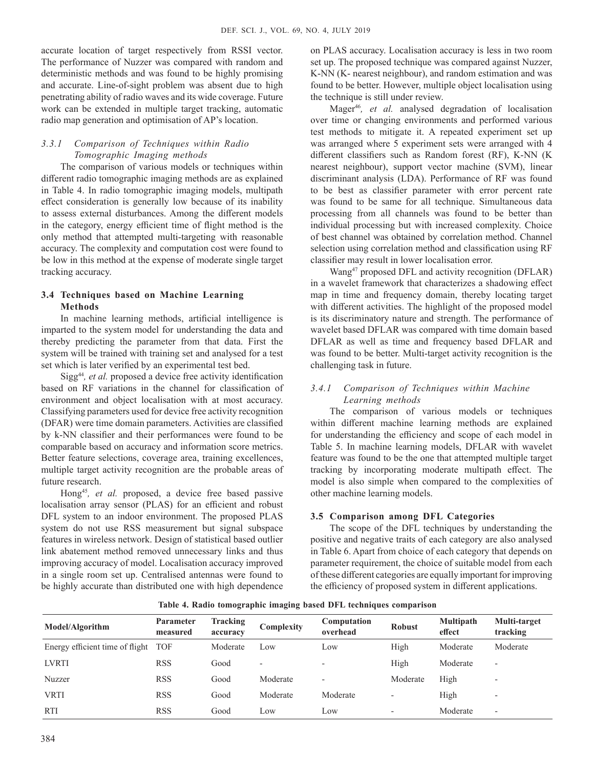accurate location of target respectively from RSSI vector. The performance of Nuzzer was compared with random and deterministic methods and was found to be highly promising and accurate. Line-of-sight problem was absent due to high penetrating ability of radio waves and its wide coverage. Future work can be extended in multiple target tracking, automatic radio map generation and optimisation of AP's location.

#### *3.3.1 Comparison of Techniques within Radio Tomographic Imaging methods*

The comparison of various models or techniques within different radio tomographic imaging methods are as explained in Table 4. In radio tomographic imaging models, multipath effect consideration is generally low because of its inability to assess external disturbances. Among the different models in the category, energy efficient time of flight method is the only method that attempted multi-targeting with reasonable accuracy. The complexity and computation cost were found to be low in this method at the expense of moderate single target tracking accuracy.

### **3.4 Techniques based on Machine Learning Methods**

In machine learning methods, artificial intelligence is imparted to the system model for understanding the data and thereby predicting the parameter from that data. First the system will be trained with training set and analysed for a test set which is later verified by an experimental test bed.

Sigg[44], *et al.* proposed a device free activity identification based on RF variations in the channel for classification of environment and object localisation with at most accuracy. Classifying parameters used for device free activity recognition (DFAR) were time domain parameters. Activities are classified by k-NN classifier and their performances were found to be comparable based on accuracy and information score metrics. Better feature selections, coverage area, training excellences, multiple target activity recognition are the probable areas of future research.

Hong[45], *et al.* proposed, a device free based passive localisation array sensor (PLAS) for an efficient and robust DFL system to an indoor environment. The proposed PLAS system do not use RSS measurement but signal subspace features in wireless network. Design of statistical based outlier link abatement method removed unnecessary links and thus improving accuracy of model. Localisation accuracy improved in a single room set up. Centralised antennas were found to be highly accurate than distributed one with high dependence on PLAS accuracy. Localisation accuracy is less in two room set up. The proposed technique was compared against Nuzzer, K-NN (K- nearest neighbour), and random estimation and was found to be better. However, multiple object localisation using the technique is still under review.

Mager[46], *et al.* analysed degradation of localisation over time or changing environments and performed various test methods to mitigate it. A repeated experiment set up was arranged where 5 experiment sets were arranged with 4 different classifiers such as Random forest (RF), K-NN (K nearest neighbour), support vector machine (SVM), linear discriminant analysis (LDA). Performance of RF was found to be best as classifier parameter with error percent rate was found to be same for all technique. Simultaneous data processing from all channels was found to be better than individual processing but with increased complexity. Choice of best channel was obtained by correlation method. Channel selection using correlation method and classification using RF classifier may result in lower localisation error.

Wang[47] proposed DFL and activity recognition (DFLAR) in a wavelet framework that characterizes a shadowing effect map in time and frequency domain, thereby locating target with different activities. The highlight of the proposed model is its discriminatory nature and strength. The performance of wavelet based DFLAR was compared with time domain based DFLAR as well as time and frequency based DFLAR and was found to be better. Multi-target activity recognition is the challenging task in future.

#### *3.4.1 Comparison of Techniques within Machine Learning methods*

The comparison of various models or techniques within different machine learning methods are explained for understanding the efficiency and scope of each model in Table 5. In machine learning models, DFLAR with wavelet feature was found to be the one that attempted multiple target tracking by incorporating moderate multipath effect. The model is also simple when compared to the complexities of other machine learning models.

### **3.5 Comparison among DFL Categories**

The scope of the DFL techniques by understanding the positive and negative traits of each category are also analysed in Table 6. Apart from choice of each category that depends on parameter requirement, the choice of suitable model from each of these different categories are equally important for improving the efficiency of proposed system in different applications.

**Table 4. Radio tomographic imaging based DFL techniques comparison**

| Model/Algorithm | Parameter measured | Tracking accuracy | Complexity | Computation overhead | Robust | Multipath effect | Multi-target tracking |
|---|---|---|---|---|---|---|---|
| Energy efficient time of flight | TOF | Moderate | Low | Low | High | Moderate | Moderate |
| LVRTI | RSS | Good | - | - | High | Moderate | - |
| Nuzzer | RSS | Good | Moderate | - | Moderate | High | - |
| VRTI | RSS | Good | Moderate | Moderate | - | High | - |
| RTI | RSS | Good | Low | Low | - | Moderate | - |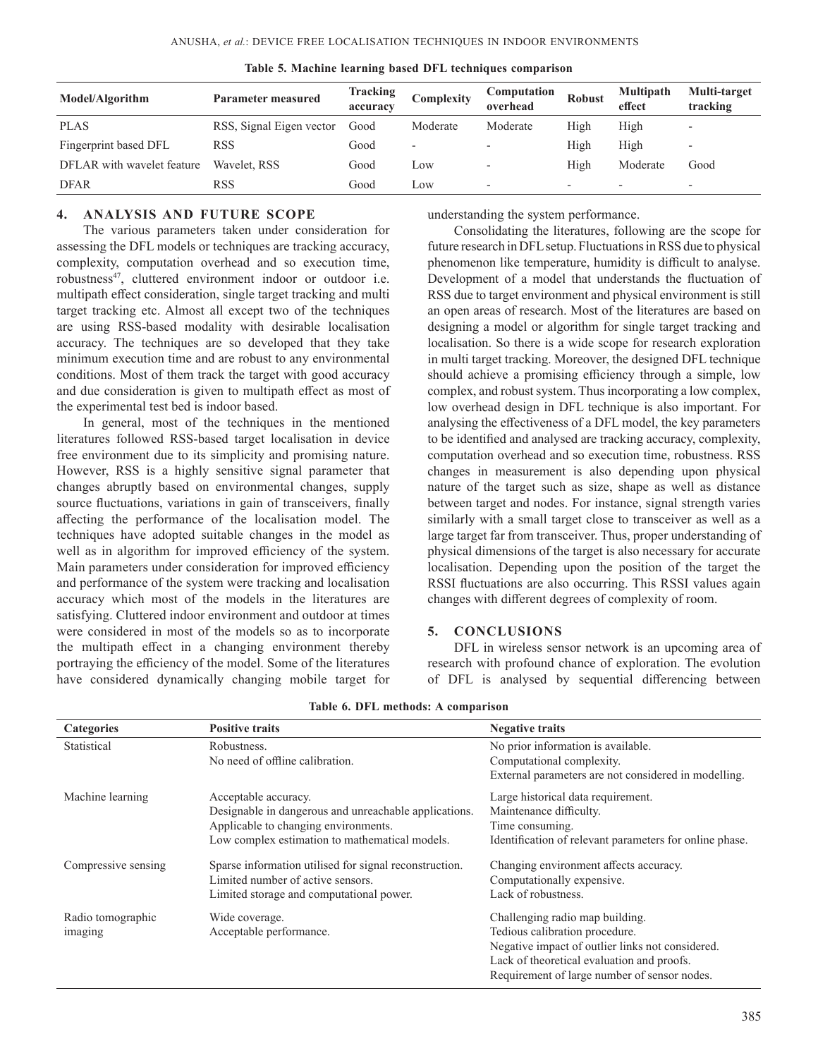**Table 5. Machine learning based DFL techniques comparison**

| Model/Algorithm | Parameter measured | Tracking accuracy | Complexity | Computation overhead | Robust | Multipath effect | Multi-target tracking |
|---|---|---|---|---|---|---|---|
| PLAS | RSS, Signal Eigen vector | Good | Moderate | Moderate | High | High | - |
| Fingerprint based DFL | RSS | Good | - | - | High | High | - |
| DFLAR with wavelet feature | Wavelet, RSS | Good | Low | - | High | Moderate | Good |
| DFAR | RSS | Good | Low | - | - | - | - |

## 4. ANALYSIS AND FUTURE SCOPE

The various parameters taken under consideration for assessing the DFL models or techniques are tracking accuracy, complexity, computation overhead and so execution time, robustness[47], cluttered environment indoor or outdoor i.e. multipath effect consideration, single target tracking and multi target tracking etc. Almost all except two of the techniques are using RSS-based modality with desirable localisation accuracy. The techniques are so developed that they take minimum execution time and are robust to any environmental conditions. Most of them track the target with good accuracy and due consideration is given to multipath effect as most of the experimental test bed is indoor based.

In general, most of the techniques in the mentioned literatures followed RSS-based target localisation in device free environment due to its simplicity and promising nature. However, RSS is a highly sensitive signal parameter that changes abruptly based on environmental changes, supply source fluctuations, variations in gain of transceivers, finally affecting the performance of the localisation model. The techniques have adopted suitable changes in the model as well as in algorithm for improved efficiency of the system. Main parameters under consideration for improved efficiency and performance of the system were tracking and localisation accuracy which most of the models in the literatures are satisfying. Cluttered indoor environment and outdoor at times were considered in most of the models so as to incorporate the multipath effect in a changing environment thereby portraying the efficiency of the model. Some of the literatures have considered dynamically changing mobile target for understanding the system performance.

Consolidating the literatures, following are the scope for future research in DFL setup. Fluctuations in RSS due to physical phenomenon like temperature, humidity is difficult to analyse. Development of a model that understands the fluctuation of RSS due to target environment and physical environment is still an open areas of research. Most of the literatures are based on designing a model or algorithm for single target tracking and localisation. So there is a wide scope for research exploration in multi target tracking. Moreover, the designed DFL technique should achieve a promising efficiency through a simple, low complex, and robust system. Thus incorporating a low complex, low overhead design in DFL technique is also important. For analysing the effectiveness of a DFL model, the key parameters to be identified and analysed are tracking accuracy, complexity, computation overhead and so execution time, robustness. RSS changes in measurement is also depending upon physical nature of the target such as size, shape as well as distance between target and nodes. For instance, signal strength varies similarly with a small target close to transceiver as well as a large target far from transceiver. Thus, proper understanding of physical dimensions of the target is also necessary for accurate localisation. Depending upon the position of the target the RSSI fluctuations are also occurring. This RSSI values again changes with different degrees of complexity of room.

## 5. CONCLUSIONS

DFL in wireless sensor network is an upcoming area of research with profound chance of exploration. The evolution of DFL is analysed by sequential differencing between

**Table 6. DFL methods: A comparison**

| Categories | Positive traits | Negative traits |
|---|---|---|
| Statistical | Robustness.<br>No need of offline calibration. | No prior information is available.<br>Computational complexity.<br>External parameters are not considered in modelling. |
| Machine learning | Acceptable accuracy.<br>Designable in dangerous and unreachable applications.<br>Applicable to changing environments.<br>Low complex estimation to mathematical models. | Large historical data requirement.<br>Maintenance difficulty.<br>Time consuming.<br>Identification of relevant parameters for online phase. |
| Compressive sensing | Sparse information utilised for signal reconstruction.<br>Limited number of active sensors.<br>Limited storage and computational power. | Changing environment affects accuracy.<br>Computationally expensive.<br>Lack of robustness. |
| Radio tomographic imaging | Wide coverage.<br>Acceptable performance. | Challenging radio map building.<br>Tedious calibration procedure.<br>Negative impact of outlier links not considered.<br>Lack of theoretical evaluation and proofs.<br>Requirement of large number of sensor nodes. |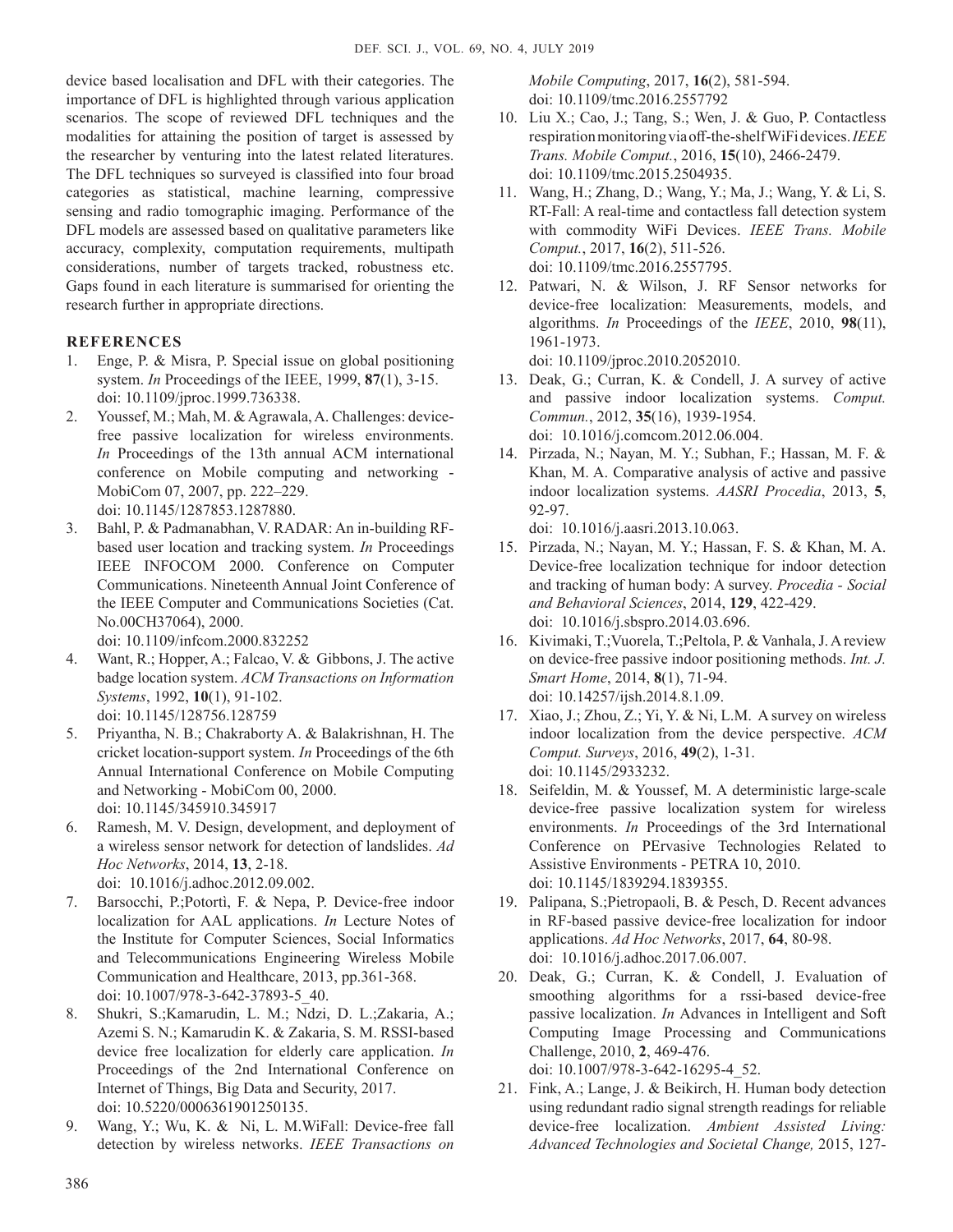device based localisation and DFL with their categories. The importance of DFL is highlighted through various application scenarios. The scope of reviewed DFL techniques and the modalities for attaining the position of target is assessed by the researcher by venturing into the latest related literatures. The DFL techniques so surveyed is classified into four broad categories as statistical, machine learning, compressive sensing and radio tomographic imaging. Performance of the DFL models are assessed based on qualitative parameters like accuracy, complexity, computation requirements, multipath considerations, number of targets tracked, robustness etc. Gaps found in each literature is summarised for orienting the research further in appropriate directions.

## REFERENCES

1. Enge, P. & Misra, P. Special issue on global positioning system. *In* Proceedings of the IEEE, 1999, **87**(1), 3-15. doi: 10.1109/jproc.1999.736338.
2. Youssef, M.; Mah, M. & Agrawala, A. Challenges: device-free passive localization for wireless environments. *In* Proceedings of the 13th annual ACM international conference on Mobile computing and networking - MobiCom 07, 2007, pp. 222–229. doi: 10.1145/1287853.1287880.
3. Bahl, P. & Padmanabhan, V. RADAR: An in-building RF-based user location and tracking system. *In* Proceedings IEEE INFOCOM 2000. Conference on Computer Communications. Nineteenth Annual Joint Conference of the IEEE Computer and Communications Societies (Cat. No.00CH37064), 2000. doi: 10.1109/infcom.2000.832252
4. Want, R.; Hopper, A.; Falcao, V. & Gibbons, J. The active badge location system. *ACM Transactions on Information Systems*, 1992, **10**(1), 91-102. doi: 10.1145/128756.128759
5. Priyantha, N. B.; Chakraborty A. & Balakrishnan, H. The cricket location-support system. *In* Proceedings of the 6th Annual International Conference on Mobile Computing and Networking - MobiCom 00, 2000. doi: 10.1145/345910.345917
6. Ramesh, M. V. Design, development, and deployment of a wireless sensor network for detection of landslides. *Ad Hoc Networks*, 2014, **13**, 2-18. doi: 10.1016/j.adhoc.2012.09.002.
7. Barsocchi, P.;Potortì, F. & Nepa, P. Device-free indoor localization for AAL applications. *In* Lecture Notes of the Institute for Computer Sciences, Social Informatics and Telecommunications Engineering Wireless Mobile Communication and Healthcare, 2013, pp.361-368. doi: 10.1007/978-3-642-37893-5_40.
8. Shukri, S.;Kamarudin, L. M.; Ndzi, D. L.;Zakaria, A.; Azemi S. N.; Kamarudin K. & Zakaria, S. M. RSSI-based device free localization for elderly care application. *In* Proceedings of the 2nd International Conference on Internet of Things, Big Data and Security, 2017. doi: 10.5220/0006361901250135.
9. Wang, Y.; Wu, K. & Ni, L. M.WiFall: Device-free fall detection by wireless networks. *IEEE Transactions on Mobile Computing*, 2017, **16**(2), 581-594. doi: 10.1109/tmc.2016.2557792
10. Liu X.; Cao, J.; Tang, S.; Wen, J. & Guo, P. Contactless respiration monitoring via off-the-shelf WiFi devices. *IEEE Trans. Mobile Comput.*, 2016, **15**(10), 2466-2479. doi: 10.1109/tmc.2015.2504935.
11. Wang, H.; Zhang, D.; Wang, Y.; Ma, J.; Wang, Y. & Li, S. RT-Fall: A real-time and contactless fall detection system with commodity WiFi Devices. *IEEE Trans. Mobile Comput.*, 2017, **16**(2), 511-526. doi: 10.1109/tmc.2016.2557795.
12. Patwari, N. & Wilson, J. RF Sensor networks for device-free localization: Measurements, models, and algorithms. *In* Proceedings of the *IEEE*, 2010, **98**(11), 1961-1973. doi: 10.1109/jproc.2010.2052010.
13. Deak, G.; Curran, K. & Condell, J. A survey of active and passive indoor localization systems. *Comput. Commun.*, 2012, **35**(16), 1939-1954. doi: 10.1016/j.comcom.2012.06.004.
14. Pirzada, N.; Nayan, M. Y.; Subhan, F.; Hassan, M. F. & Khan, M. A. Comparative analysis of active and passive indoor localization systems. *AASRI Procedia*, 2013, **5**, 92-97. doi: 10.1016/j.aasri.2013.10.063.
15. Pirzada, N.; Nayan, M. Y.; Hassan, F. S. & Khan, M. A. Device-free localization technique for indoor detection and tracking of human body: A survey. *Procedia - Social and Behavioral Sciences*, 2014, **129**, 422-429. doi: 10.1016/j.sbspro.2014.03.696.
16. Kivimaki, T.;Vuorela, T.;Peltola, P. & Vanhala, J. A review on device-free passive indoor positioning methods. *Int. J. Smart Home*, 2014, **8**(1), 71-94. doi: 10.14257/ijsh.2014.8.1.09.
17. Xiao, J.; Zhou, Z.; Yi, Y. & Ni, L.M. A survey on wireless indoor localization from the device perspective. *ACM Comput. Surveys*, 2016, **49**(2), 1-31. doi: 10.1145/2933232.
18. Seifeldin, M. & Youssef, M. A deterministic large-scale device-free passive localization system for wireless environments. *In* Proceedings of the 3rd International Conference on PErvasive Technologies Related to Assistive Environments - PETRA 10, 2010. doi: 10.1145/1839294.1839355.
19. Palipana, S.;Pietropaoli, B. & Pesch, D. Recent advances in RF-based passive device-free localization for indoor applications. *Ad Hoc Networks*, 2017, **64**, 80-98. doi: 10.1016/j.adhoc.2017.06.007.
20. Deak, G.; Curran, K. & Condell, J. Evaluation of smoothing algorithms for a rssi-based device-free passive localization. *In* Advances in Intelligent and Soft Computing Image Processing and Communications Challenge, 2010, **2**, 469-476. doi: 10.1007/978-3-642-16295-4_52.
21. Fink, A.; Lange, J. & Beikirch, H. Human body detection using redundant radio signal strength readings for reliable device-free localization. *Ambient Assisted Living: Advanced Technologies and Societal Change,* 2015, 127-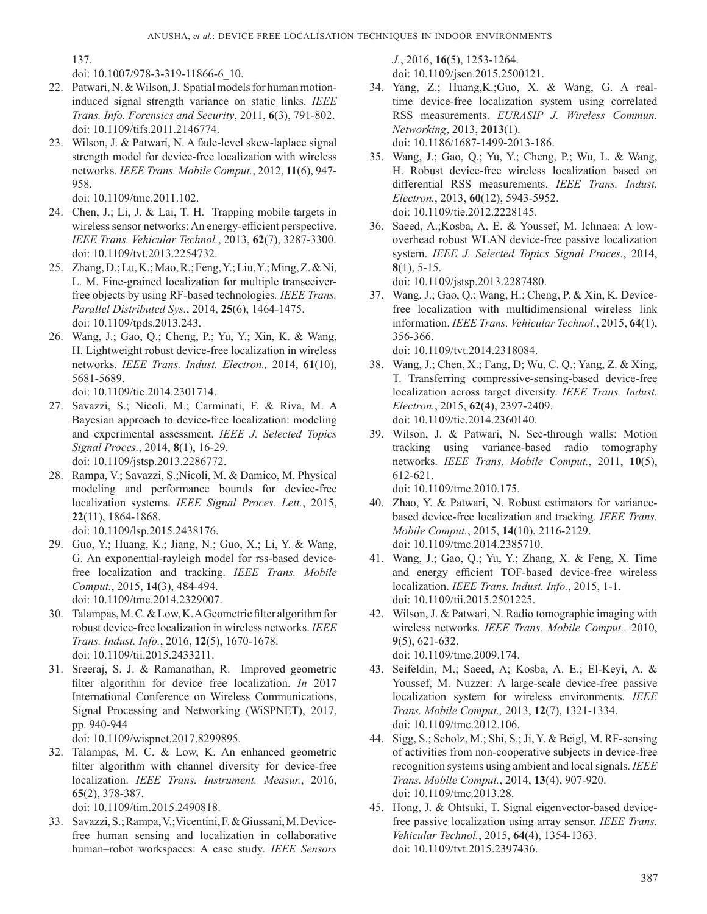137.
doi: 10.1007/978-3-319-11866-6_10.

22. Patwari, N. & Wilson, J. Spatial models for human motion-induced signal strength variance on static links. *IEEE Trans. Info. Forensics and Security*, 2011, **6**(3), 791-802. doi: 10.1109/tifs.2011.2146774.

23. Wilson, J. & Patwari, N. A fade-level skew-laplace signal strength model for device-free localization with wireless networks. *IEEE Trans. Mobile Comput.*, 2012, **11**(6), 947-958.
doi: 10.1109/tmc.2011.102.

24. Chen, J.; Li, J. & Lai, T. H. Trapping mobile targets in wireless sensor networks: An energy-efficient perspective. *IEEE Trans. Vehicular Technol.*, 2013, **62**(7), 3287-3300. doi: 10.1109/tvt.2013.2254732.

25. Zhang, D.; Lu, K.; Mao, R.; Feng, Y.; Liu, Y.; Ming, Z. & Ni, L. M. Fine-grained localization for multiple transceiver-free objects by using RF-based technologies. *IEEE Trans. Parallel Distributed Sys.*, 2014, **25**(6), 1464-1475.
doi: 10.1109/tpds.2013.243.

26. Wang, J.; Gao, Q.; Cheng, P.; Yu, Y.; Xin, K. & Wang, H. Lightweight robust device-free localization in wireless networks. *IEEE Trans. Indust. Electron.,* 2014, **61**(10), 5681-5689.
doi: 10.1109/tie.2014.2301714.

27. Savazzi, S.; Nicoli, M.; Carminati, F. & Riva, M. A Bayesian approach to device-free localization: modeling and experimental assessment. *IEEE J. Selected Topics Signal Proces.*, 2014, **8**(1), 16-29.
doi: 10.1109/jstsp.2013.2286772.

28. Rampa, V.; Savazzi, S.;Nicoli, M. & Damico, M. Physical modeling and performance bounds for device-free localization systems. *IEEE Signal Proces. Lett.*, 2015, **22**(11), 1864-1868.
doi: 10.1109/lsp.2015.2438176.

29. Guo, Y.; Huang, K.; Jiang, N.; Guo, X.; Li, Y. & Wang, G. An exponential-rayleigh model for rss-based device-free localization and tracking. *IEEE Trans. Mobile Comput.*, 2015, **14**(3), 484-494.
doi: 10.1109/tmc.2014.2329007.

30. Talampas, M. C. & Low, K. A Geometric filter algorithm for robust device-free localization in wireless networks. *IEEE Trans. Indust. Info.*, 2016, **12**(5), 1670-1678.
doi: 10.1109/tii.2015.2433211.

31. Sreeraj, S. J. & Ramanathan, R. Improved geometric filter algorithm for device free localization. *In* 2017 International Conference on Wireless Communications, Signal Processing and Networking (WiSPNET), 2017, pp. 940-944
doi: 10.1109/wispnet.2017.8299895.

32. Talampas, M. C. & Low, K. An enhanced geometric filter algorithm with channel diversity for device-free localization. *IEEE Trans. Instrument. Measur.*, 2016, **65**(2), 378-387.
doi: 10.1109/tim.2015.2490818.

33. Savazzi, S.; Rampa, V.; Vicentini, F. & Giussani, M. Device-free human sensing and localization in collaborative human–robot workspaces: A case study. *IEEE Sensors J.*, 2016, **16**(5), 1253-1264.
doi: 10.1109/jsen.2015.2500121.

34. Yang, Z.; Huang,K.;Guo, X. & Wang, G. A real-time device-free localization system using correlated RSS measurements. *EURASIP J. Wireless Commun. Networking*, 2013, **2013**(1).
doi: 10.1186/1687-1499-2013-186.

35. Wang, J.; Gao, Q.; Yu, Y.; Cheng, P.; Wu, L. & Wang, H. Robust device-free wireless localization based on differential RSS measurements. *IEEE Trans. Indust. Electron.*, 2013, **60**(12), 5943-5952.
doi: 10.1109/tie.2012.2228145.

36. Saeed, A.;Kosba, A. E. & Youssef, M. Ichnaea: A low-overhead robust WLAN device-free passive localization system. *IEEE J. Selected Topics Signal Proces.*, 2014, **8**(1), 5-15.
doi: 10.1109/jstsp.2013.2287480.

37. Wang, J.; Gao, Q.; Wang, H.; Cheng, P. & Xin, K. Device-free localization with multidimensional wireless link information. *IEEE Trans. Vehicular Technol.*, 2015, **64**(1), 356-366.
doi: 10.1109/tvt.2014.2318084.

38. Wang, J.; Chen, X.; Fang, D; Wu, C. Q.; Yang, Z. & Xing, T. Transferring compressive-sensing-based device-free localization across target diversity. *IEEE Trans. Indust. Electron.*, 2015, **62**(4), 2397-2409.
doi: 10.1109/tie.2014.2360140.

39. Wilson, J. & Patwari, N. See-through walls: Motion tracking using variance-based radio tomography networks. *IEEE Trans. Mobile Comput.*, 2011, **10**(5), 612-621.
doi: 10.1109/tmc.2010.175.

40. Zhao, Y. & Patwari, N. Robust estimators for variance-based device-free localization and tracking*. IEEE Trans. Mobile Comput.*, 2015, **14**(10), 2116-2129.
doi: 10.1109/tmc.2014.2385710.

41. Wang, J.; Gao, Q.; Yu, Y.; Zhang, X. & Feng, X. Time and energy efficient TOF-based device-free wireless localization. *IEEE Trans. Indust. Info.*, 2015, 1-1.
doi: 10.1109/tii.2015.2501225.

42. Wilson, J. & Patwari, N. Radio tomographic imaging with wireless networks. *IEEE Trans. Mobile Comput.,* 2010, **9**(5), 621-632.
doi: 10.1109/tmc.2009.174.

43. Seifeldin, M.; Saeed, A; Kosba, A. E.; El-Keyi, A. & Youssef, M. Nuzzer: A large-scale device-free passive localization system for wireless environments. *IEEE Trans. Mobile Comput.,* 2013, **12**(7), 1321-1334.
doi: 10.1109/tmc.2012.106.

44. Sigg, S.; Scholz, M.; Shi, S.; Ji, Y. & Beigl, M. RF-sensing of activities from non-cooperative subjects in device-free recognition systems using ambient and local signals. *IEEE Trans. Mobile Comput.*, 2014, **13**(4), 907-920.
doi: 10.1109/tmc.2013.28.

45. Hong, J. & Ohtsuki, T. Signal eigenvector-based device-free passive localization using array sensor. *IEEE Trans. Vehicular Technol.*, 2015, **64**(4), 1354-1363.
doi: 10.1109/tvt.2015.2397436.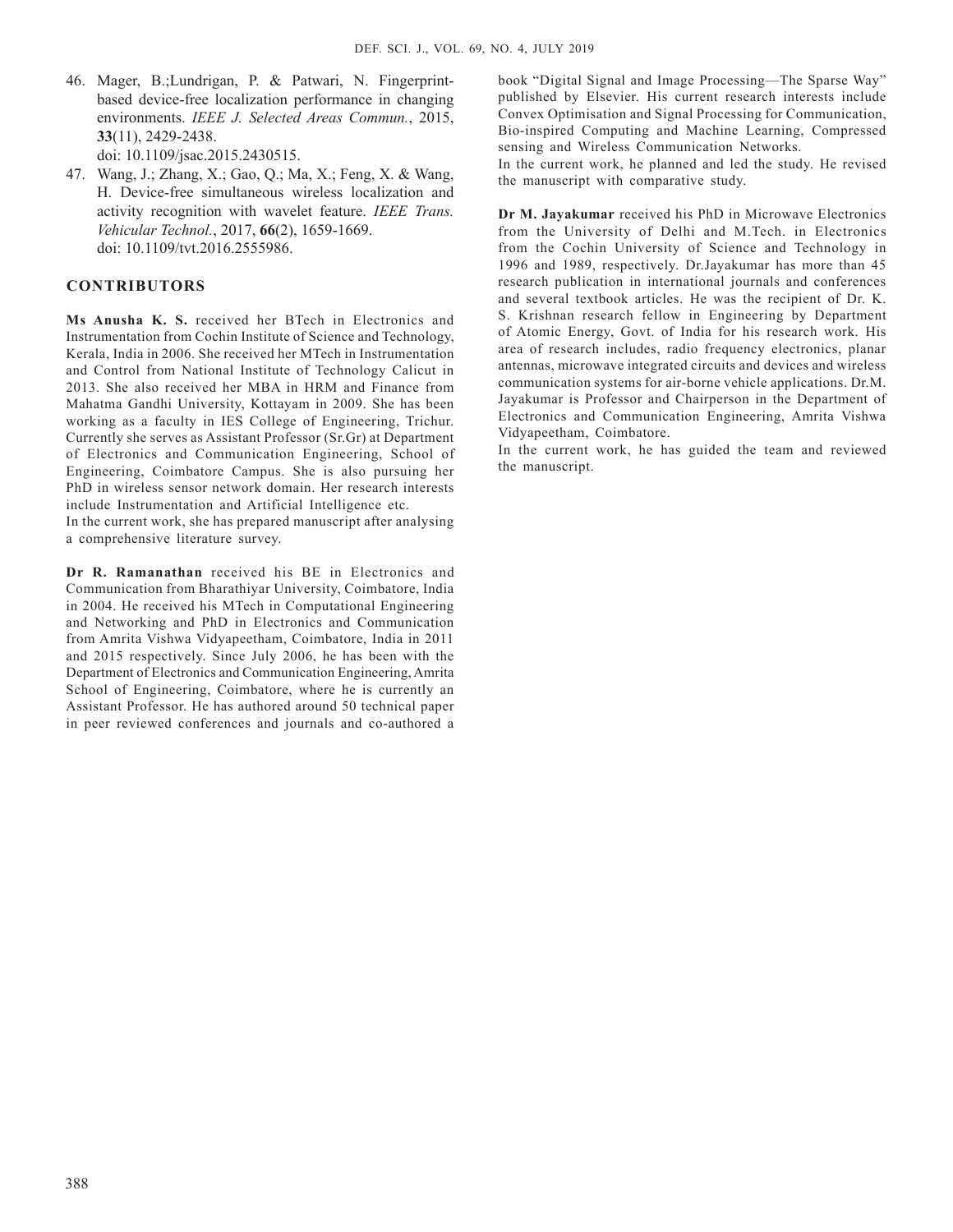46. Mager, B.;Lundrigan, P. & Patwari, N. Fingerprint-based device-free localization performance in changing environments. *IEEE J. Selected Areas Commun.*, 2015, **33**(11), 2429-2438.
doi: 10.1109/jsac.2015.2430515.

47. Wang, J.; Zhang, X.; Gao, Q.; Ma, X.; Feng, X. & Wang, H. Device-free simultaneous wireless localization and activity recognition with wavelet feature. *IEEE Trans. Vehicular Technol.*, 2017, **66**(2), 1659-1669.
doi: 10.1109/tvt.2016.2555986.

## CONTRIBUTORS

**Ms Anusha K. S.** received her BTech in Electronics and Instrumentation from Cochin Institute of Science and Technology, Kerala, India in 2006. She received her MTech in Instrumentation and Control from National Institute of Technology Calicut in 2013. She also received her MBA in HRM and Finance from Mahatma Gandhi University, Kottayam in 2009. She has been working as a faculty in IES College of Engineering, Trichur. Currently she serves as Assistant Professor (Sr.Gr) at Department of Electronics and Communication Engineering, School of Engineering, Coimbatore Campus. She is also pursuing her PhD in wireless sensor network domain. Her research interests include Instrumentation and Artificial Intelligence etc.

In the current work, she has prepared manuscript after analysing a comprehensive literature survey.

**Dr R. Ramanathan** received his BE in Electronics and Communication from Bharathiyar University, Coimbatore, India in 2004. He received his MTech in Computational Engineering and Networking and PhD in Electronics and Communication from Amrita Vishwa Vidyapeetham, Coimbatore, India in 2011 and 2015 respectively. Since July 2006, he has been with the Department of Electronics and Communication Engineering, Amrita School of Engineering, Coimbatore, where he is currently an Assistant Professor. He has authored around 50 technical paper in peer reviewed conferences and journals and co-authored a book "Digital Signal and Image Processing—The Sparse Way" published by Elsevier. His current research interests include Convex Optimisation and Signal Processing for Communication, Bio-inspired Computing and Machine Learning, Compressed sensing and Wireless Communication Networks.

In the current work, he planned and led the study. He revised the manuscript with comparative study.

**Dr M. Jayakumar** received his PhD in Microwave Electronics from the University of Delhi and M.Tech. in Electronics from the Cochin University of Science and Technology in 1996 and 1989, respectively. Dr.Jayakumar has more than 45 research publication in international journals and conferences and several textbook articles. He was the recipient of Dr. K. S. Krishnan research fellow in Engineering by Department of Atomic Energy, Govt. of India for his research work. His area of research includes, radio frequency electronics, planar antennas, microwave integrated circuits and devices and wireless communication systems for air-borne vehicle applications. Dr.M. Jayakumar is Professor and Chairperson in the Department of Electronics and Communication Engineering, Amrita Vishwa Vidyapeetham, Coimbatore.

In the current work, he has guided the team and reviewed the manuscript.